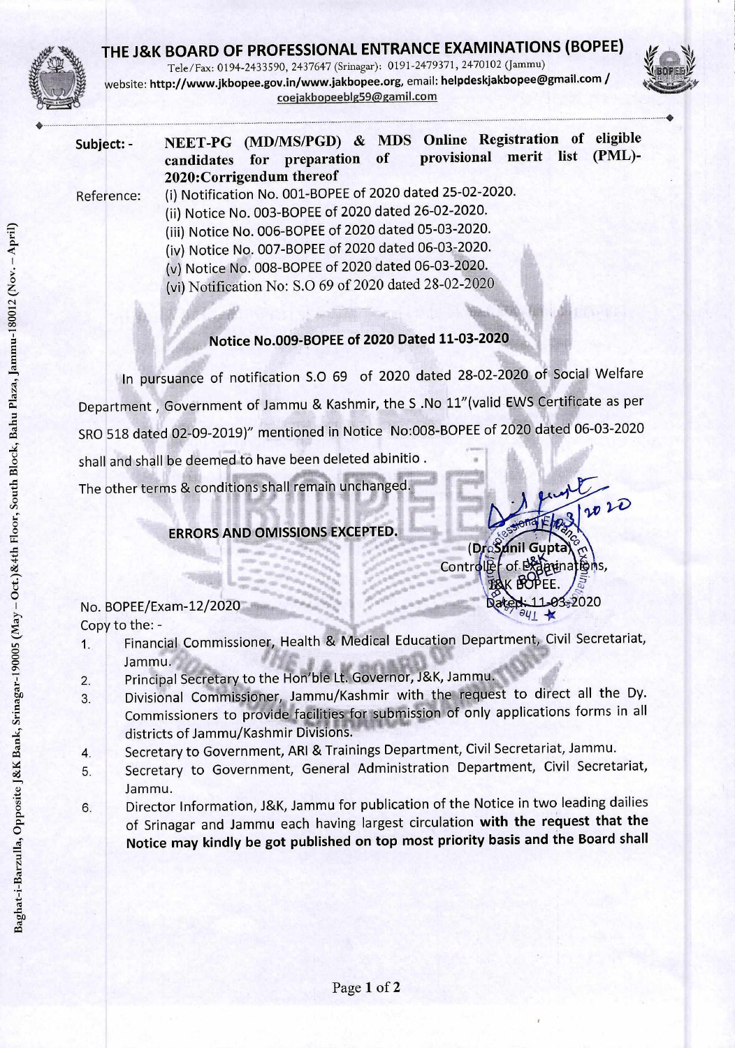# THE J&K BOARD OF PROFESSIONAL ENTRANCE EXAMINATIONS (BOPEE)

Tele/Fax: 0194-2433590, 2437647 (Srinagar): 0191-2479371, 2470102 (Jammu)
website: **http://www.jkbopee.gov.in/www.jakbopee.org**, email: **helpdeskjakbopee@gmail.com /** coejakbopeeblg59@gamil.com

Baghat-i-Barzulla, Opposite J&K Bank, Srinagar-190005 (May – Oct.)&4th Floor, South Block, Bahu Plaza, Jammu-180012 (Nov. – April)

**Subject:-** **NEET-PG (MD/MS/PGD) & MDS Online Registration of eligible candidates for preparation of provisional merit list (PML)-2020:Corrigendum thereof**

**Reference:**
(i) Notification No. 001-BOPEE of 2020 dated 25-02-2020.
(ii) Notice No. 003-BOPEE of 2020 dated 26-02-2020.
(iii) Notice No. 006-BOPEE of 2020 dated 05-03-2020.
(iv) Notice No. 007-BOPEE of 2020 dated 06-03-2020.
(v) Notice No. 008-BOPEE of 2020 dated 06-03-2020.
(vi) Notification No: S.O 69 of 2020 dated 28-02-2020

## Notice No.009-BOPEE of 2020 Dated 11-03-2020

In pursuance of notification S.O 69 of 2020 dated 28-02-2020 of Social Welfare Department , Government of Jammu & Kashmir, the S .No 11"(valid EWS Certificate as per SRO 518 dated 02-09-2019)" mentioned in Notice No:008-BOPEE of 2020 dated 06-03-2020 shall and shall be deemed to have been deleted abinitio .

The other terms & conditions shall remain unchanged.

**ERRORS AND OMISSIONS EXCEPTED.**

(Dr. Sunil Gupta)
Controller of Examinations,
J&K BOPEE.
Dated: 11-03-2020

No. BOPEE/Exam-12/2020

Copy to the: -

1. Financial Commissioner, Health & Medical Education Department, Civil Secretariat, Jammu.
2. Principal Secretary to the Hon'ble Lt. Governor, J&K, Jammu.
3. Divisional Commissioner, Jammu/Kashmir with the request to direct all the Dy. Commissioners to provide facilities for submission of only applications forms in all districts of Jammu/Kashmir Divisions.
4. Secretary to Government, ARI & Trainings Department, Civil Secretariat, Jammu.
5. Secretary to Government, General Administration Department, Civil Secretariat, Jammu.
6. Director Information, J&K, Jammu for publication of the Notice in two leading dailies of Srinagar and Jammu each having largest circulation **with the request that the Notice may kindly be got published on top most priority basis and the Board shall**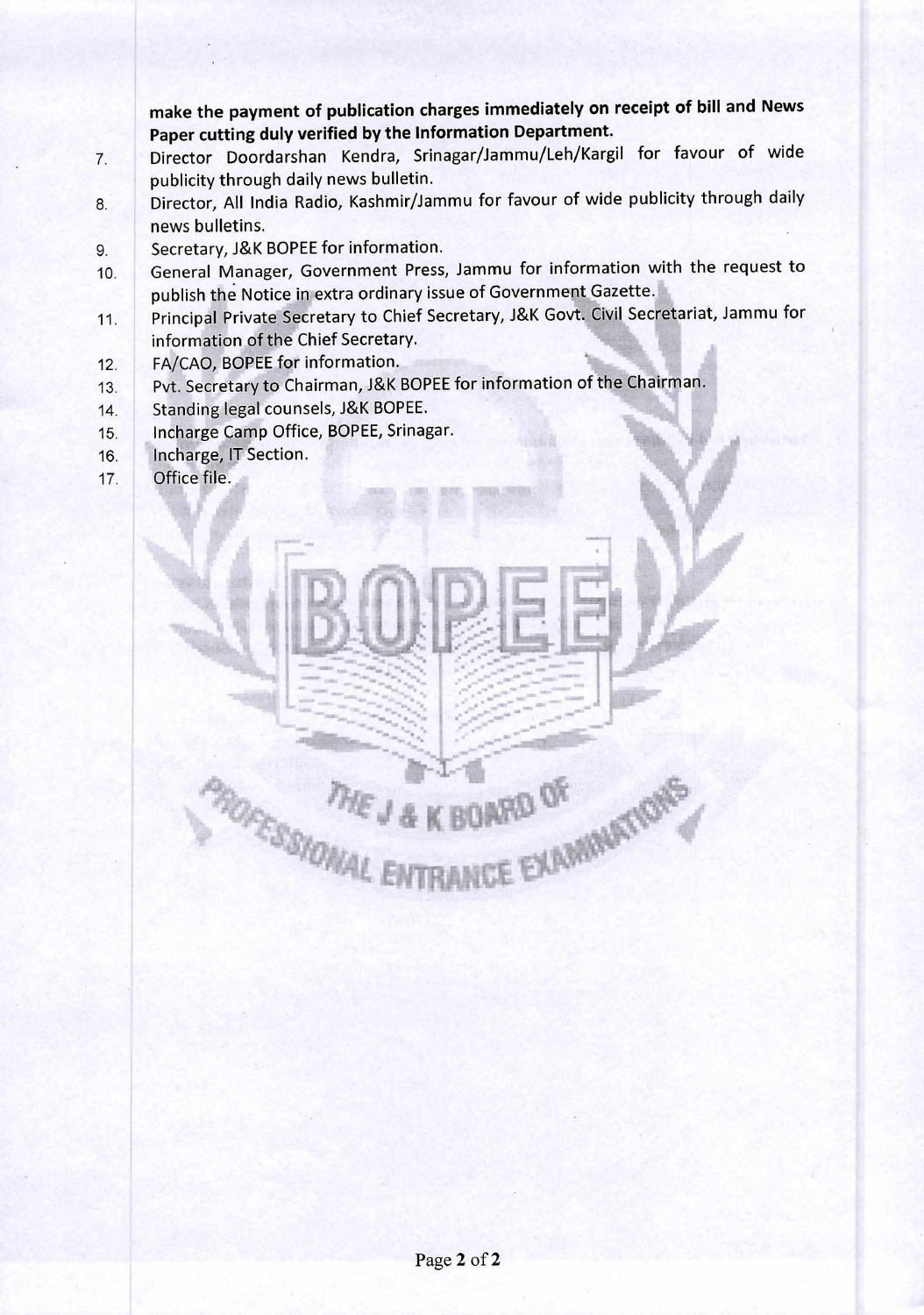**make the payment of publication charges immediately on receipt of bill and News Paper cutting duly verified by the Information Department.**

7. Director Doordarshan Kendra, Srinagar/Jammu/Leh/Kargil for favour of wide publicity through daily news bulletin.
8. Director, All India Radio, Kashmir/Jammu for favour of wide publicity through daily news bulletins.
9. Secretary, J&K BOPEE for information.
10. General Manager, Government Press, Jammu for information with the request to publish the Notice in extra ordinary issue of Government Gazette.
11. Principal Private Secretary to Chief Secretary, J&K Govt. Civil Secretariat, Jammu for information of the Chief Secretary.
12. FA/CAO, BOPEE for information.
13. Pvt. Secretary to Chairman, J&K BOPEE for information of the Chairman.
14. Standing legal counsels, J&K BOPEE.
15. Incharge Camp Office, BOPEE, Srinagar.
16. Incharge, IT Section.
17. Office file.